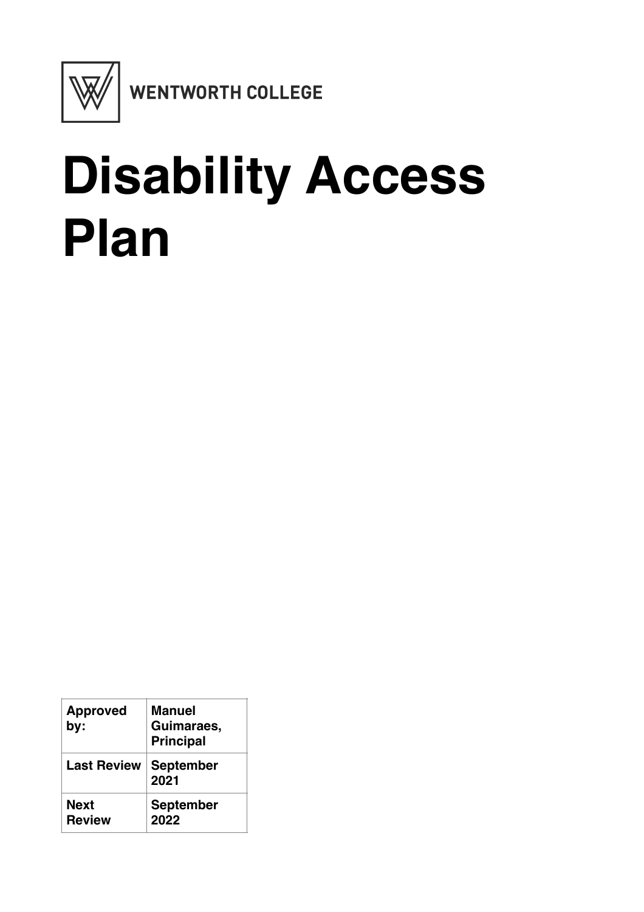WENTWORTH COLLEGE

# Disability Access Plan

| **Approved by:** | **Manuel Guimaraes, Principal** |
| --- | --- |
| **Last Review** | **September 2021** |
| **Next Review** | **September 2022** |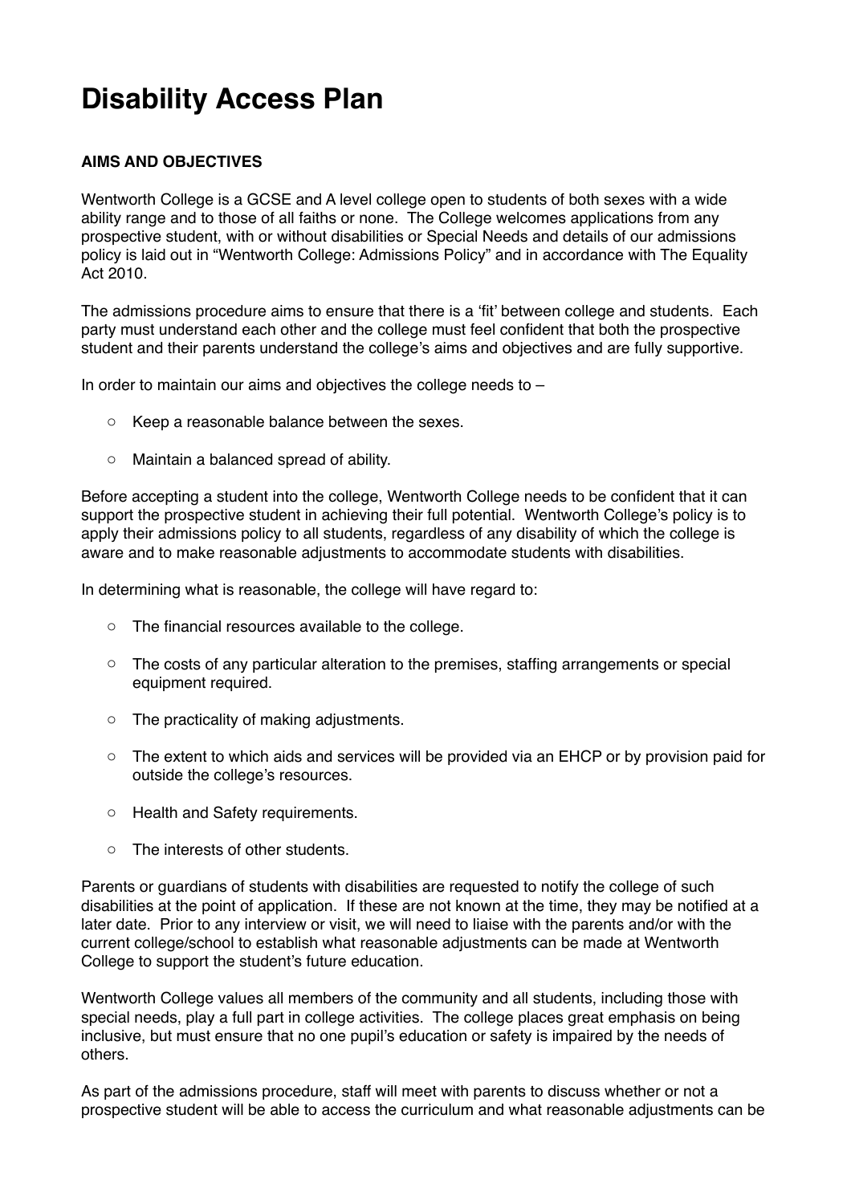# Disability Access Plan

**AIMS AND OBJECTIVES**

Wentworth College is a GCSE and A level college open to students of both sexes with a wide ability range and to those of all faiths or none. The College welcomes applications from any prospective student, with or without disabilities or Special Needs and details of our admissions policy is laid out in "Wentworth College: Admissions Policy" and in accordance with The Equality Act 2010.

The admissions procedure aims to ensure that there is a 'fit' between college and students. Each party must understand each other and the college must feel confident that both the prospective student and their parents understand the college's aims and objectives and are fully supportive.

In order to maintain our aims and objectives the college needs to –

- Keep a reasonable balance between the sexes.
- Maintain a balanced spread of ability.

Before accepting a student into the college, Wentworth College needs to be confident that it can support the prospective student in achieving their full potential. Wentworth College's policy is to apply their admissions policy to all students, regardless of any disability of which the college is aware and to make reasonable adjustments to accommodate students with disabilities.

In determining what is reasonable, the college will have regard to:

- The financial resources available to the college.
- The costs of any particular alteration to the premises, staffing arrangements or special equipment required.
- The practicality of making adjustments.
- The extent to which aids and services will be provided via an EHCP or by provision paid for outside the college's resources.
- Health and Safety requirements.
- The interests of other students.

Parents or guardians of students with disabilities are requested to notify the college of such disabilities at the point of application. If these are not known at the time, they may be notified at a later date. Prior to any interview or visit, we will need to liaise with the parents and/or with the current college/school to establish what reasonable adjustments can be made at Wentworth College to support the student's future education.

Wentworth College values all members of the community and all students, including those with special needs, play a full part in college activities. The college places great emphasis on being inclusive, but must ensure that no one pupil's education or safety is impaired by the needs of others.

As part of the admissions procedure, staff will meet with parents to discuss whether or not a prospective student will be able to access the curriculum and what reasonable adjustments can be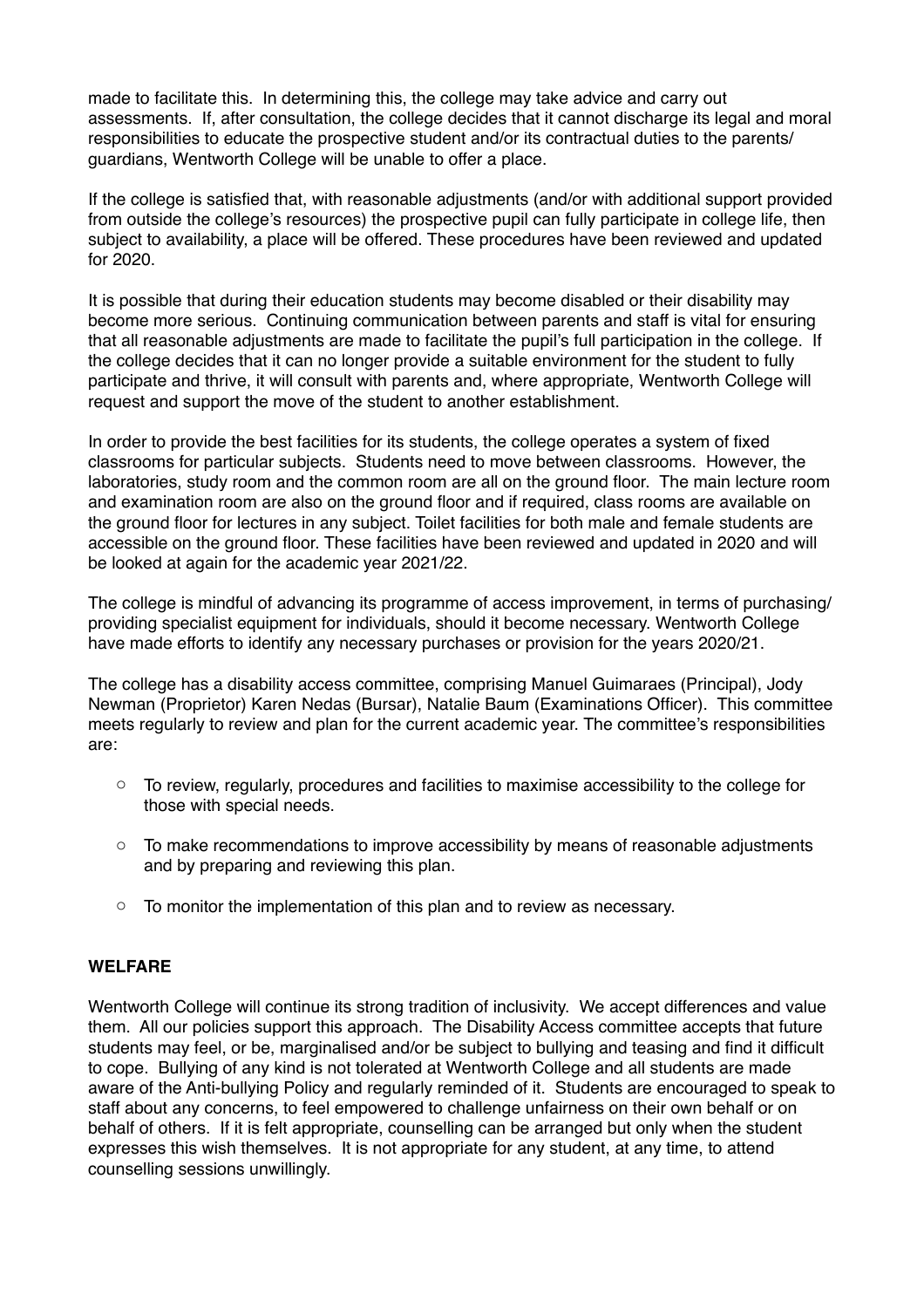made to facilitate this. In determining this, the college may take advice and carry out assessments. If, after consultation, the college decides that it cannot discharge its legal and moral responsibilities to educate the prospective student and/or its contractual duties to the parents/guardians, Wentworth College will be unable to offer a place.

If the college is satisfied that, with reasonable adjustments (and/or with additional support provided from outside the college's resources) the prospective pupil can fully participate in college life, then subject to availability, a place will be offered. These procedures have been reviewed and updated for 2020.

It is possible that during their education students may become disabled or their disability may become more serious. Continuing communication between parents and staff is vital for ensuring that all reasonable adjustments are made to facilitate the pupil's full participation in the college. If the college decides that it can no longer provide a suitable environment for the student to fully participate and thrive, it will consult with parents and, where appropriate, Wentworth College will request and support the move of the student to another establishment.

In order to provide the best facilities for its students, the college operates a system of fixed classrooms for particular subjects. Students need to move between classrooms. However, the laboratories, study room and the common room are all on the ground floor. The main lecture room and examination room are also on the ground floor and if required, class rooms are available on the ground floor for lectures in any subject. Toilet facilities for both male and female students are accessible on the ground floor. These facilities have been reviewed and updated in 2020 and will be looked at again for the academic year 2021/22.

The college is mindful of advancing its programme of access improvement, in terms of purchasing/providing specialist equipment for individuals, should it become necessary. Wentworth College have made efforts to identify any necessary purchases or provision for the years 2020/21.

The college has a disability access committee, comprising Manuel Guimaraes (Principal), Jody Newman (Proprietor) Karen Nedas (Bursar), Natalie Baum (Examinations Officer). This committee meets regularly to review and plan for the current academic year. The committee's responsibilities are:

- To review, regularly, procedures and facilities to maximise accessibility to the college for those with special needs.
- To make recommendations to improve accessibility by means of reasonable adjustments and by preparing and reviewing this plan.
- To monitor the implementation of this plan and to review as necessary.

**WELFARE**

Wentworth College will continue its strong tradition of inclusivity. We accept differences and value them. All our policies support this approach. The Disability Access committee accepts that future students may feel, or be, marginalised and/or be subject to bullying and teasing and find it difficult to cope. Bullying of any kind is not tolerated at Wentworth College and all students are made aware of the Anti-bullying Policy and regularly reminded of it. Students are encouraged to speak to staff about any concerns, to feel empowered to challenge unfairness on their own behalf or on behalf of others. If it is felt appropriate, counselling can be arranged but only when the student expresses this wish themselves. It is not appropriate for any student, at any time, to attend counselling sessions unwillingly.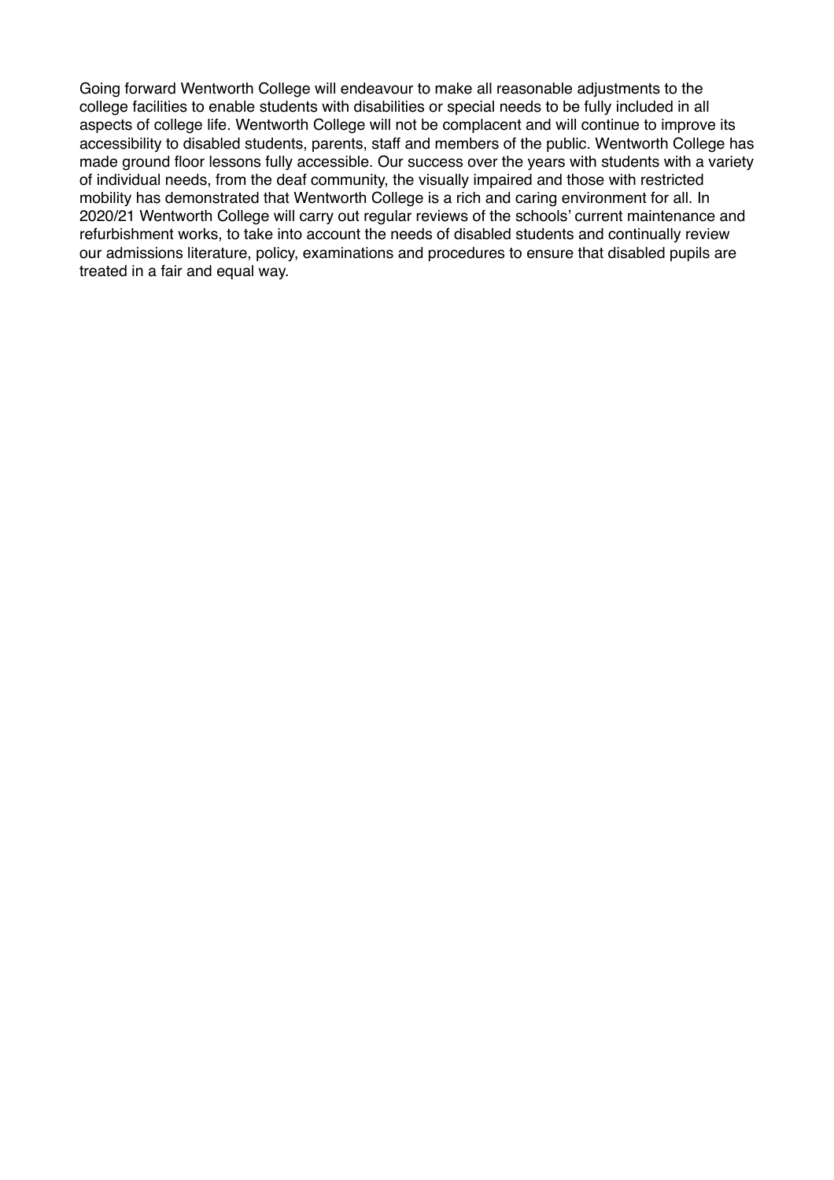Going forward Wentworth College will endeavour to make all reasonable adjustments to the college facilities to enable students with disabilities or special needs to be fully included in all aspects of college life. Wentworth College will not be complacent and will continue to improve its accessibility to disabled students, parents, staff and members of the public. Wentworth College has made ground floor lessons fully accessible. Our success over the years with students with a variety of individual needs, from the deaf community, the visually impaired and those with restricted mobility has demonstrated that Wentworth College is a rich and caring environment for all. In 2020/21 Wentworth College will carry out regular reviews of the schools' current maintenance and refurbishment works, to take into account the needs of disabled students and continually review our admissions literature, policy, examinations and procedures to ensure that disabled pupils are treated in a fair and equal way.